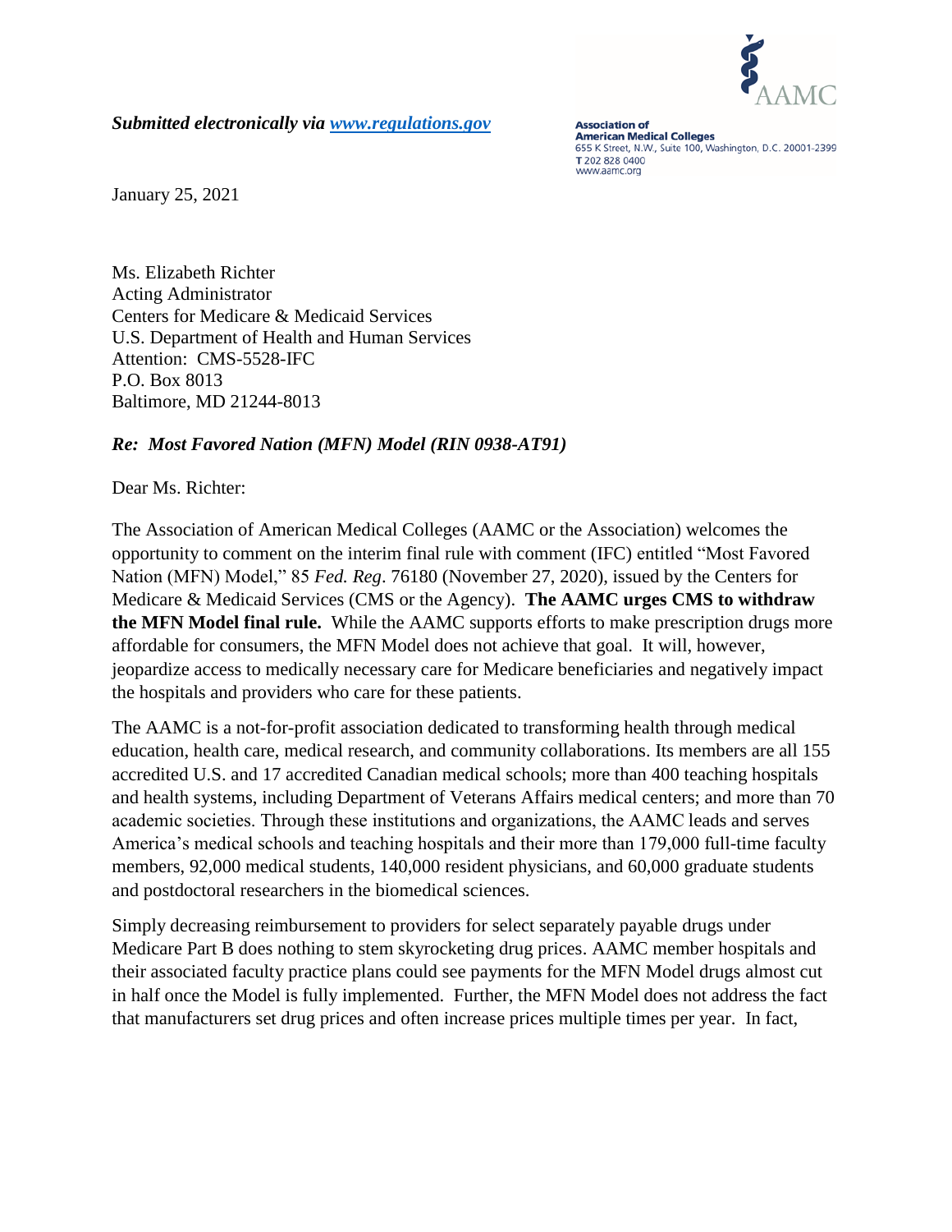*Submitted electronically via [www.regulations.gov](www.regulations.gov)*

**Association of American Medical Colleges**
655 K Street, N.W., Suite 100, Washington, D.C. 20001-2399
T 202 828 0400
www.aamc.org

January 25, 2021

Ms. Elizabeth Richter
Acting Administrator
Centers for Medicare & Medicaid Services
U.S. Department of Health and Human Services
Attention: CMS-5528-IFC
P.O. Box 8013
Baltimore, MD 21244-8013

***Re: Most Favored Nation (MFN) Model (RIN 0938-AT91)***

Dear Ms. Richter:

The Association of American Medical Colleges (AAMC or the Association) welcomes the opportunity to comment on the interim final rule with comment (IFC) entitled "Most Favored Nation (MFN) Model," 85 *Fed. Reg*. 76180 (November 27, 2020), issued by the Centers for Medicare & Medicaid Services (CMS or the Agency). **The AAMC urges CMS to withdraw the MFN Model final rule.** While the AAMC supports efforts to make prescription drugs more affordable for consumers, the MFN Model does not achieve that goal. It will, however, jeopardize access to medically necessary care for Medicare beneficiaries and negatively impact the hospitals and providers who care for these patients.

The AAMC is a not-for-profit association dedicated to transforming health through medical education, health care, medical research, and community collaborations. Its members are all 155 accredited U.S. and 17 accredited Canadian medical schools; more than 400 teaching hospitals and health systems, including Department of Veterans Affairs medical centers; and more than 70 academic societies. Through these institutions and organizations, the AAMC leads and serves America's medical schools and teaching hospitals and their more than 179,000 full-time faculty members, 92,000 medical students, 140,000 resident physicians, and 60,000 graduate students and postdoctoral researchers in the biomedical sciences.

Simply decreasing reimbursement to providers for select separately payable drugs under Medicare Part B does nothing to stem skyrocketing drug prices. AAMC member hospitals and their associated faculty practice plans could see payments for the MFN Model drugs almost cut in half once the Model is fully implemented. Further, the MFN Model does not address the fact that manufacturers set drug prices and often increase prices multiple times per year. In fact,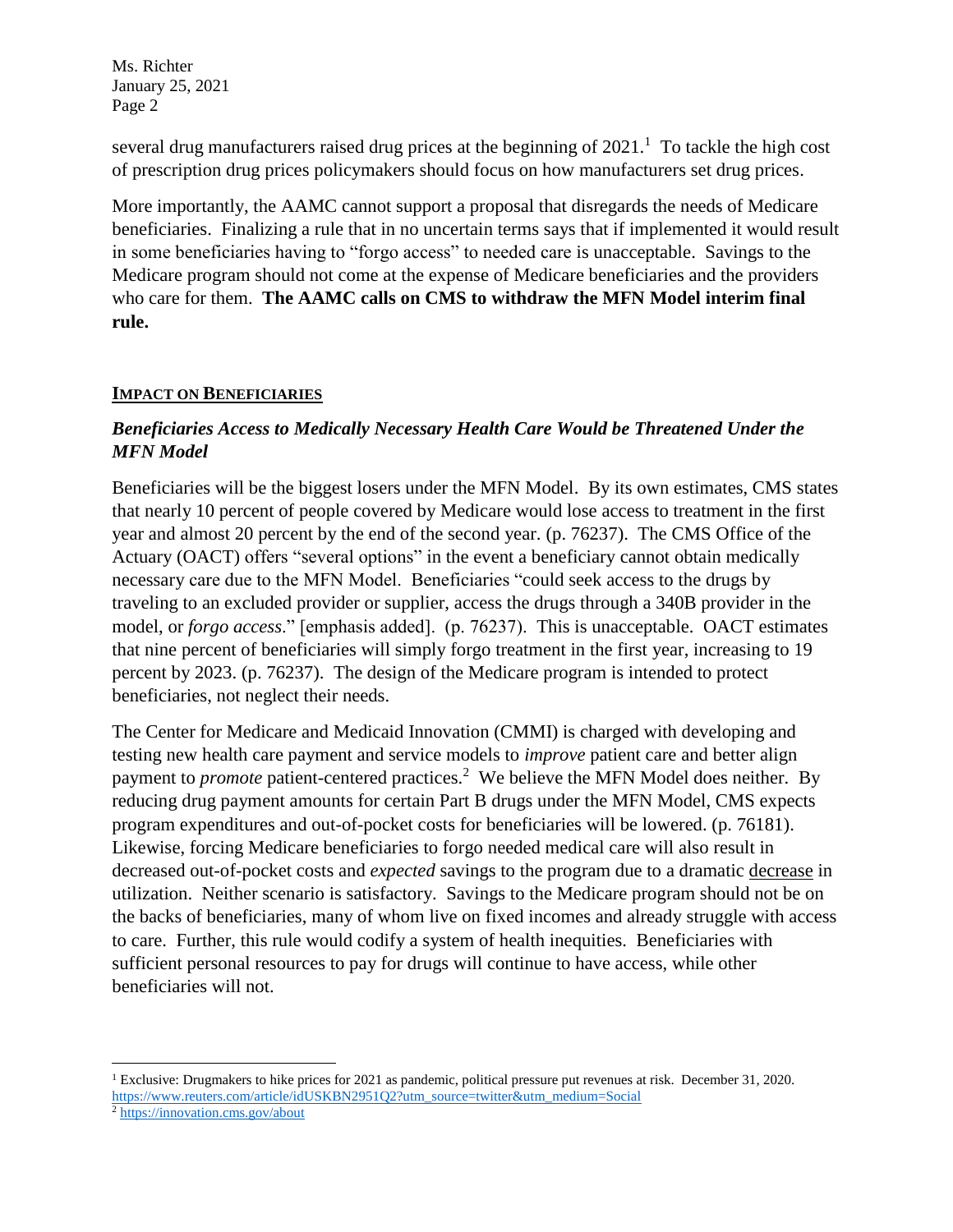several drug manufacturers raised drug prices at the beginning of 2021.[1] To tackle the high cost of prescription drug prices policymakers should focus on how manufacturers set drug prices.

More importantly, the AAMC cannot support a proposal that disregards the needs of Medicare beneficiaries. Finalizing a rule that in no uncertain terms says that if implemented it would result in some beneficiaries having to "forgo access" to needed care is unacceptable. Savings to the Medicare program should not come at the expense of Medicare beneficiaries and the providers who care for them. **The AAMC calls on CMS to withdraw the MFN Model interim final rule.**

## IMPACT ON BENEFICIARIES

### *Beneficiaries Access to Medically Necessary Health Care Would be Threatened Under the MFN Model*

Beneficiaries will be the biggest losers under the MFN Model. By its own estimates, CMS states that nearly 10 percent of people covered by Medicare would lose access to treatment in the first year and almost 20 percent by the end of the second year. (p. 76237). The CMS Office of the Actuary (OACT) offers "several options" in the event a beneficiary cannot obtain medically necessary care due to the MFN Model. Beneficiaries "could seek access to the drugs by traveling to an excluded provider or supplier, access the drugs through a 340B provider in the model, or *forgo access*." [emphasis added]. (p. 76237). This is unacceptable. OACT estimates that nine percent of beneficiaries will simply forgo treatment in the first year, increasing to 19 percent by 2023. (p. 76237). The design of the Medicare program is intended to protect beneficiaries, not neglect their needs.

The Center for Medicare and Medicaid Innovation (CMMI) is charged with developing and testing new health care payment and service models to *improve* patient care and better align payment to *promote* patient-centered practices.[2] We believe the MFN Model does neither. By reducing drug payment amounts for certain Part B drugs under the MFN Model, CMS expects program expenditures and out-of-pocket costs for beneficiaries will be lowered. (p. 76181). Likewise, forcing Medicare beneficiaries to forgo needed medical care will also result in decreased out-of-pocket costs and *expected* savings to the program due to a dramatic decrease in utilization. Neither scenario is satisfactory. Savings to the Medicare program should not be on the backs of beneficiaries, many of whom live on fixed incomes and already struggle with access to care. Further, this rule would codify a system of health inequities. Beneficiaries with sufficient personal resources to pay for drugs will continue to have access, while other beneficiaries will not.

---

[1] Exclusive: Drugmakers to hike prices for 2021 as pandemic, political pressure put revenues at risk. December 31, 2020. https://www.reuters.com/article/idUSKBN2951Q2?utm_source=twitter&utm_medium=Social

[2] https://innovation.cms.gov/about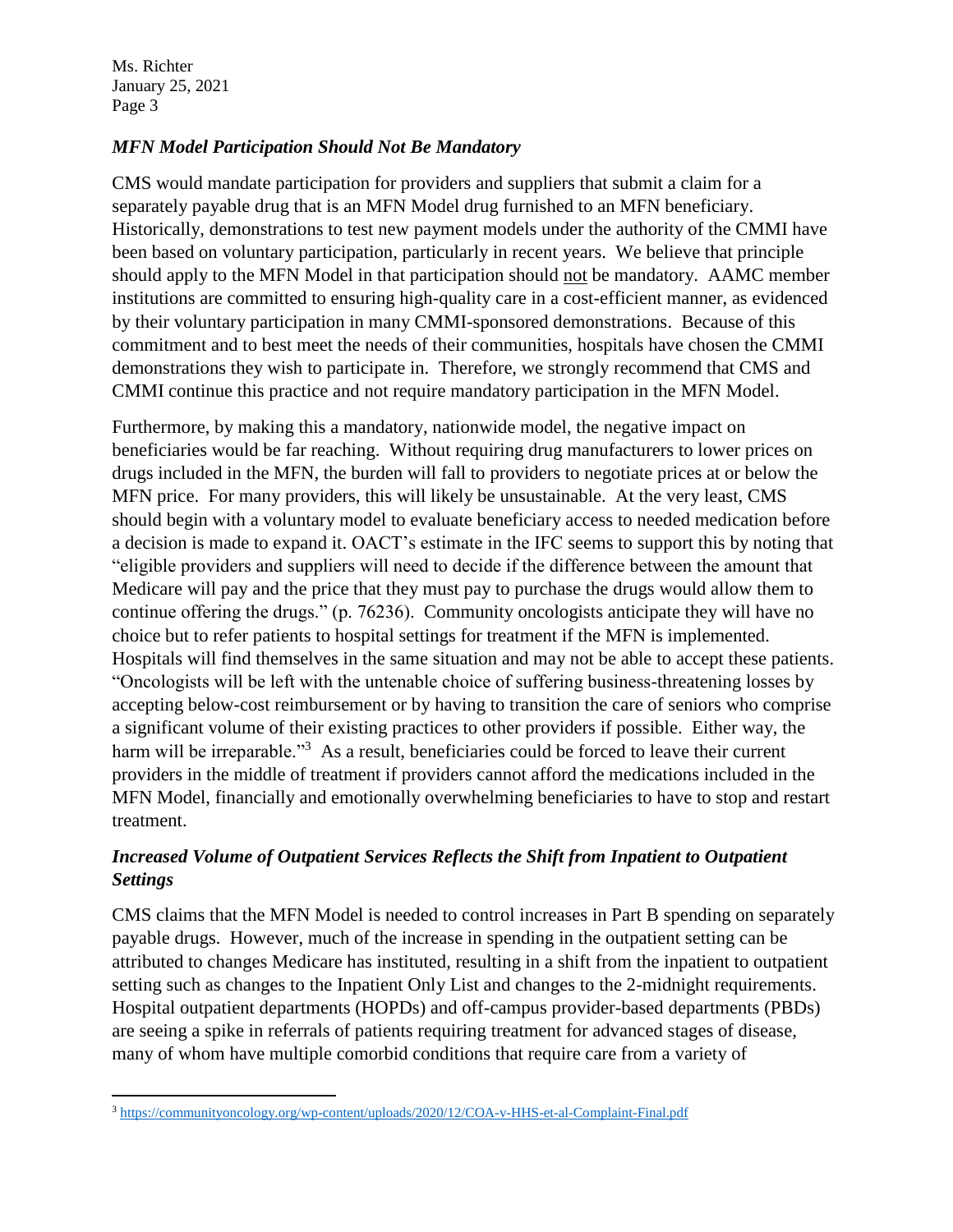### *MFN Model Participation Should Not Be Mandatory*

CMS would mandate participation for providers and suppliers that submit a claim for a separately payable drug that is an MFN Model drug furnished to an MFN beneficiary. Historically, demonstrations to test new payment models under the authority of the CMMI have been based on voluntary participation, particularly in recent years. We believe that principle should apply to the MFN Model in that participation should not be mandatory. AAMC member institutions are committed to ensuring high-quality care in a cost-efficient manner, as evidenced by their voluntary participation in many CMMI-sponsored demonstrations. Because of this commitment and to best meet the needs of their communities, hospitals have chosen the CMMI demonstrations they wish to participate in. Therefore, we strongly recommend that CMS and CMMI continue this practice and not require mandatory participation in the MFN Model.

Furthermore, by making this a mandatory, nationwide model, the negative impact on beneficiaries would be far reaching. Without requiring drug manufacturers to lower prices on drugs included in the MFN, the burden will fall to providers to negotiate prices at or below the MFN price. For many providers, this will likely be unsustainable. At the very least, CMS should begin with a voluntary model to evaluate beneficiary access to needed medication before a decision is made to expand it. OACT's estimate in the IFC seems to support this by noting that "eligible providers and suppliers will need to decide if the difference between the amount that Medicare will pay and the price that they must pay to purchase the drugs would allow them to continue offering the drugs." (p. 76236). Community oncologists anticipate they will have no choice but to refer patients to hospital settings for treatment if the MFN is implemented. Hospitals will find themselves in the same situation and may not be able to accept these patients. "Oncologists will be left with the untenable choice of suffering business-threatening losses by accepting below-cost reimbursement or by having to transition the care of seniors who comprise a significant volume of their existing practices to other providers if possible. Either way, the harm will be irreparable."[3] As a result, beneficiaries could be forced to leave their current providers in the middle of treatment if providers cannot afford the medications included in the MFN Model, financially and emotionally overwhelming beneficiaries to have to stop and restart treatment.

### *Increased Volume of Outpatient Services Reflects the Shift from Inpatient to Outpatient Settings*

CMS claims that the MFN Model is needed to control increases in Part B spending on separately payable drugs. However, much of the increase in spending in the outpatient setting can be attributed to changes Medicare has instituted, resulting in a shift from the inpatient to outpatient setting such as changes to the Inpatient Only List and changes to the 2-midnight requirements. Hospital outpatient departments (HOPDs) and off-campus provider-based departments (PBDs) are seeing a spike in referrals of patients requiring treatment for advanced stages of disease, many of whom have multiple comorbid conditions that require care from a variety of

---

[3] https://communityoncology.org/wp-content/uploads/2020/12/COA-v-HHS-et-al-Complaint-Final.pdf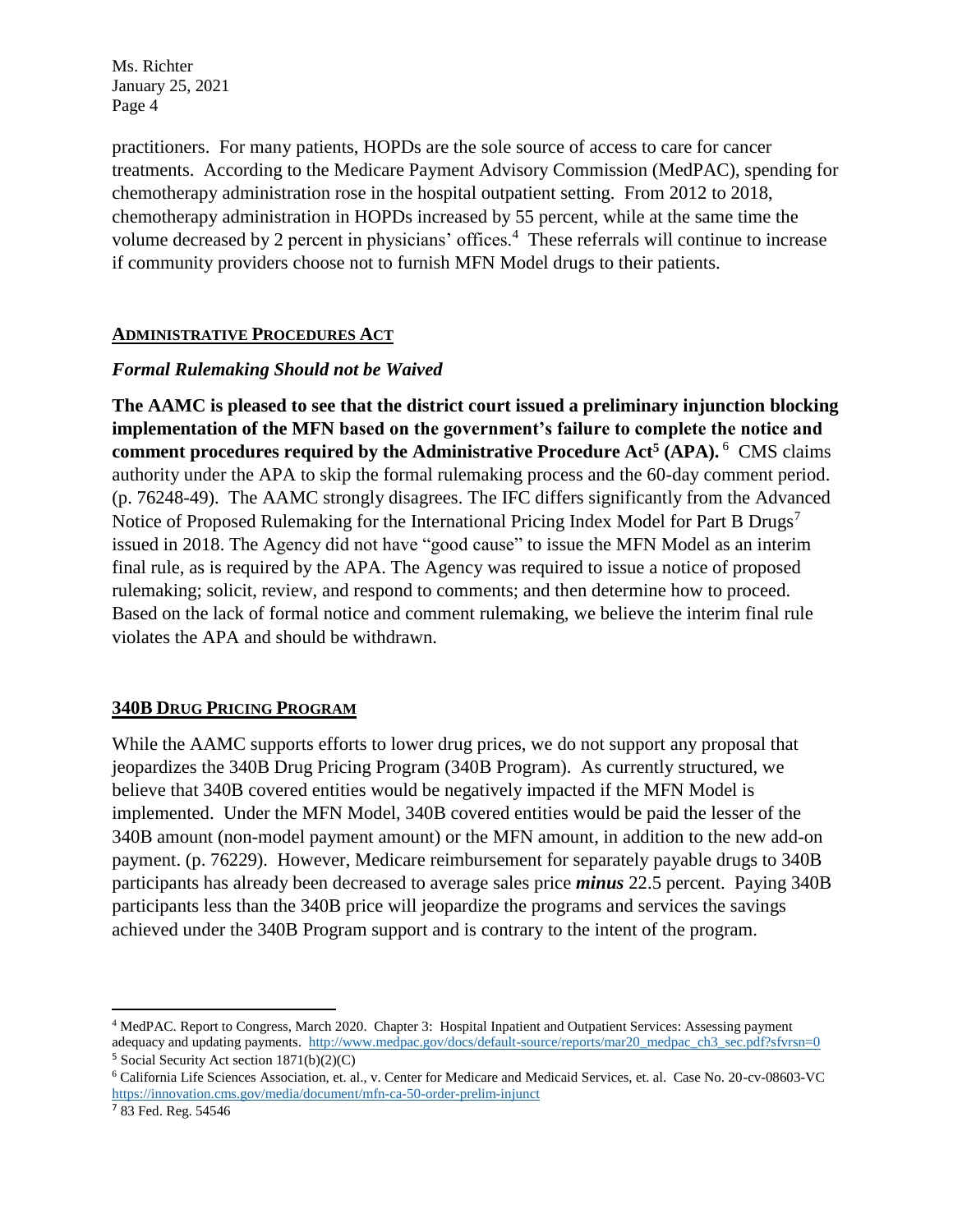practitioners. For many patients, HOPDs are the sole source of access to care for cancer treatments. According to the Medicare Payment Advisory Commission (MedPAC), spending for chemotherapy administration rose in the hospital outpatient setting. From 2012 to 2018, chemotherapy administration in HOPDs increased by 55 percent, while at the same time the volume decreased by 2 percent in physicians' offices.[4] These referrals will continue to increase if community providers choose not to furnish MFN Model drugs to their patients.

## ADMINISTRATIVE PROCEDURES ACT

### *Formal Rulemaking Should not be Waived*

**The AAMC is pleased to see that the district court issued a preliminary injunction blocking implementation of the MFN based on the government's failure to complete the notice and comment procedures required by the Administrative Procedure Act[5] (APA).**[6] CMS claims authority under the APA to skip the formal rulemaking process and the 60-day comment period. (p. 76248-49). The AAMC strongly disagrees. The IFC differs significantly from the Advanced Notice of Proposed Rulemaking for the International Pricing Index Model for Part B Drugs[7] issued in 2018. The Agency did not have "good cause" to issue the MFN Model as an interim final rule, as is required by the APA. The Agency was required to issue a notice of proposed rulemaking; solicit, review, and respond to comments; and then determine how to proceed. Based on the lack of formal notice and comment rulemaking, we believe the interim final rule violates the APA and should be withdrawn.

## 340B DRUG PRICING PROGRAM

While the AAMC supports efforts to lower drug prices, we do not support any proposal that jeopardizes the 340B Drug Pricing Program (340B Program). As currently structured, we believe that 340B covered entities would be negatively impacted if the MFN Model is implemented. Under the MFN Model, 340B covered entities would be paid the lesser of the 340B amount (non-model payment amount) or the MFN amount, in addition to the new add-on payment. (p. 76229). However, Medicare reimbursement for separately payable drugs to 340B participants has already been decreased to average sales price ***minus*** 22.5 percent. Paying 340B participants less than the 340B price will jeopardize the programs and services the savings achieved under the 340B Program support and is contrary to the intent of the program.

---

[4] MedPAC. Report to Congress, March 2020. Chapter 3: Hospital Inpatient and Outpatient Services: Assessing payment adequacy and updating payments. http://www.medpac.gov/docs/default-source/reports/mar20_medpac_ch3_sec.pdf?sfvrsn=0

[5] Social Security Act section 1871(b)(2)(C)

[6] California Life Sciences Association, et. al., v. Center for Medicare and Medicaid Services, et. al. Case No. 20-cv-08603-VC https://innovation.cms.gov/media/document/mfn-ca-50-order-prelim-injunct

[7] 83 Fed. Reg. 54546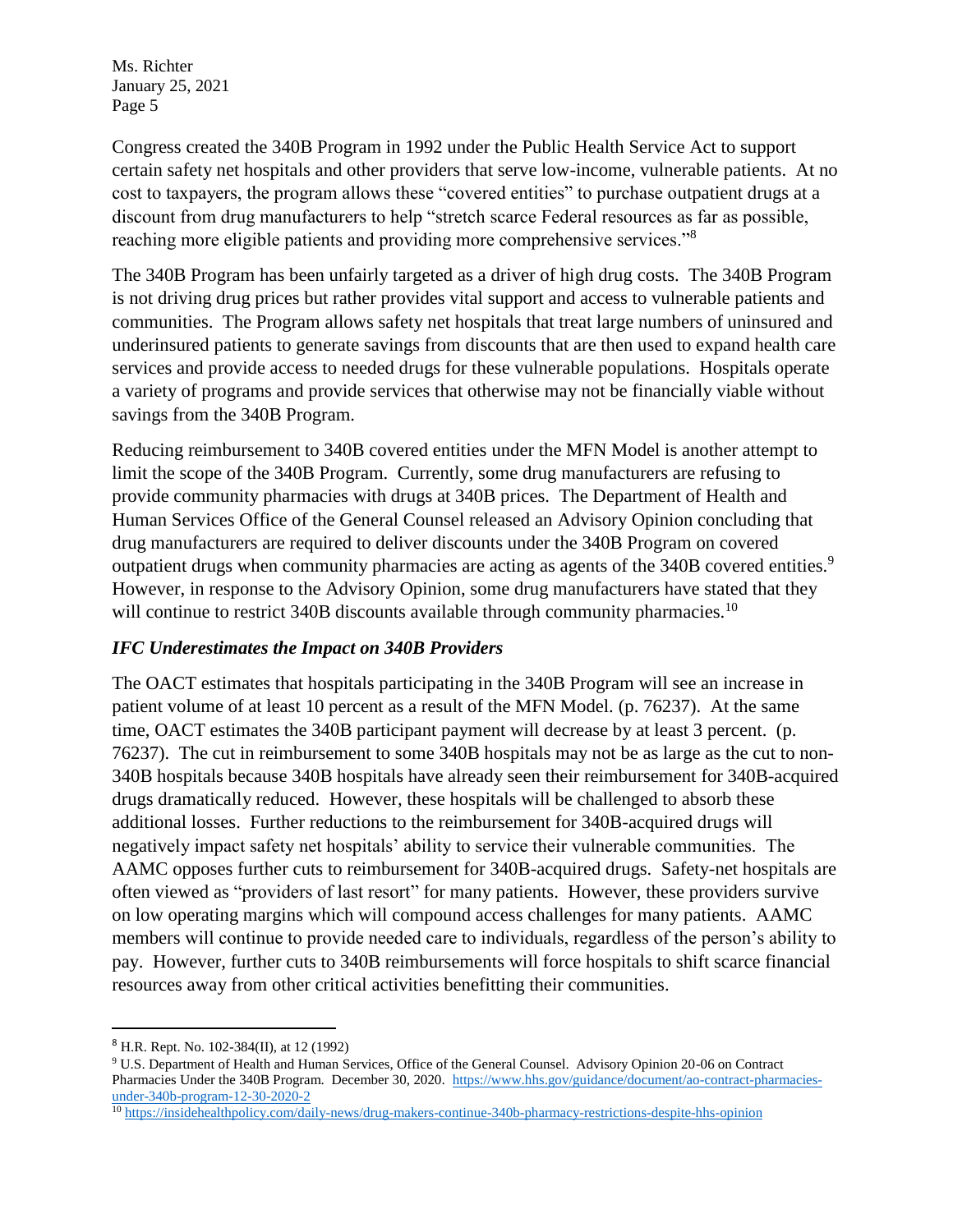Congress created the 340B Program in 1992 under the Public Health Service Act to support certain safety net hospitals and other providers that serve low-income, vulnerable patients. At no cost to taxpayers, the program allows these "covered entities" to purchase outpatient drugs at a discount from drug manufacturers to help "stretch scarce Federal resources as far as possible, reaching more eligible patients and providing more comprehensive services."[8]

The 340B Program has been unfairly targeted as a driver of high drug costs. The 340B Program is not driving drug prices but rather provides vital support and access to vulnerable patients and communities. The Program allows safety net hospitals that treat large numbers of uninsured and underinsured patients to generate savings from discounts that are then used to expand health care services and provide access to needed drugs for these vulnerable populations. Hospitals operate a variety of programs and provide services that otherwise may not be financially viable without savings from the 340B Program.

Reducing reimbursement to 340B covered entities under the MFN Model is another attempt to limit the scope of the 340B Program. Currently, some drug manufacturers are refusing to provide community pharmacies with drugs at 340B prices. The Department of Health and Human Services Office of the General Counsel released an Advisory Opinion concluding that drug manufacturers are required to deliver discounts under the 340B Program on covered outpatient drugs when community pharmacies are acting as agents of the 340B covered entities.[9] However, in response to the Advisory Opinion, some drug manufacturers have stated that they will continue to restrict 340B discounts available through community pharmacies.[10]

### *IFC Underestimates the Impact on 340B Providers*

The OACT estimates that hospitals participating in the 340B Program will see an increase in patient volume of at least 10 percent as a result of the MFN Model. (p. 76237). At the same time, OACT estimates the 340B participant payment will decrease by at least 3 percent. (p. 76237). The cut in reimbursement to some 340B hospitals may not be as large as the cut to non-340B hospitals because 340B hospitals have already seen their reimbursement for 340B-acquired drugs dramatically reduced. However, these hospitals will be challenged to absorb these additional losses. Further reductions to the reimbursement for 340B-acquired drugs will negatively impact safety net hospitals' ability to service their vulnerable communities. The AAMC opposes further cuts to reimbursement for 340B-acquired drugs. Safety-net hospitals are often viewed as "providers of last resort" for many patients. However, these providers survive on low operating margins which will compound access challenges for many patients. AAMC members will continue to provide needed care to individuals, regardless of the person's ability to pay. However, further cuts to 340B reimbursements will force hospitals to shift scarce financial resources away from other critical activities benefitting their communities.

---

[8] H.R. Rept. No. 102-384(II), at 12 (1992)

[9] U.S. Department of Health and Human Services, Office of the General Counsel. Advisory Opinion 20-06 on Contract Pharmacies Under the 340B Program. December 30, 2020. https://www.hhs.gov/guidance/document/ao-contract-pharmacies-under-340b-program-12-30-2020-2

[10] https://insidehealthpolicy.com/daily-news/drug-makers-continue-340b-pharmacy-restrictions-despite-hhs-opinion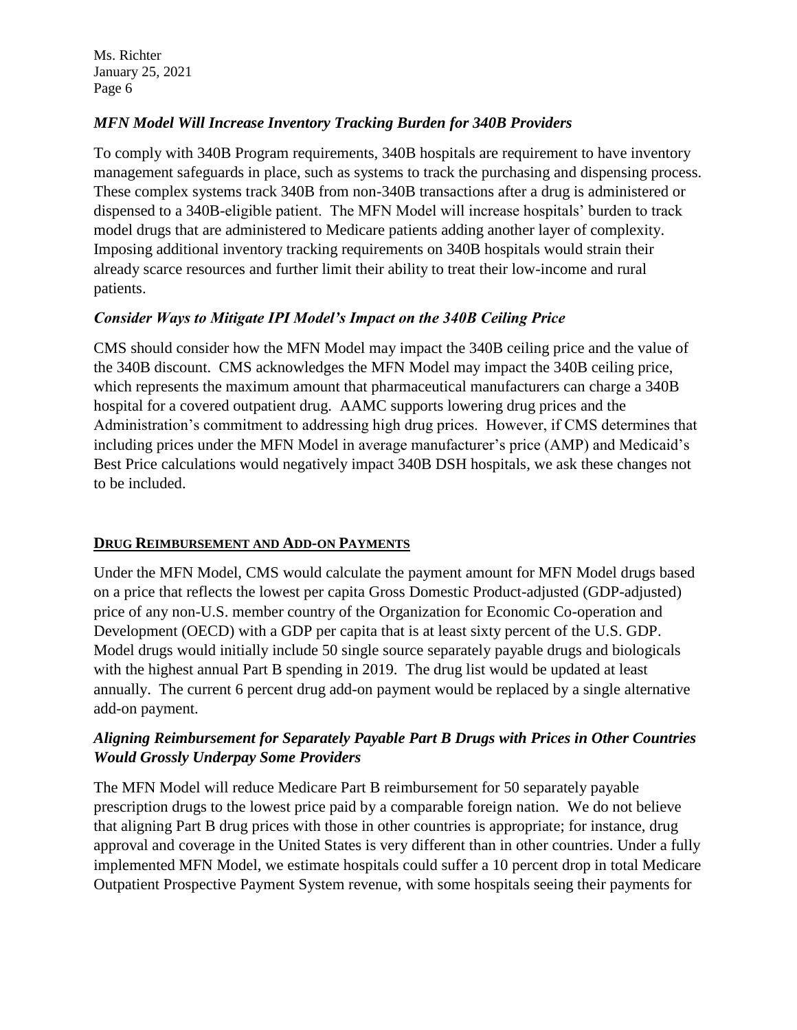### *MFN Model Will Increase Inventory Tracking Burden for 340B Providers*

To comply with 340B Program requirements, 340B hospitals are requirement to have inventory management safeguards in place, such as systems to track the purchasing and dispensing process. These complex systems track 340B from non-340B transactions after a drug is administered or dispensed to a 340B-eligible patient. The MFN Model will increase hospitals' burden to track model drugs that are administered to Medicare patients adding another layer of complexity. Imposing additional inventory tracking requirements on 340B hospitals would strain their already scarce resources and further limit their ability to treat their low-income and rural patients.

### *Consider Ways to Mitigate IPI Model's Impact on the 340B Ceiling Price*

CMS should consider how the MFN Model may impact the 340B ceiling price and the value of the 340B discount. CMS acknowledges the MFN Model may impact the 340B ceiling price, which represents the maximum amount that pharmaceutical manufacturers can charge a 340B hospital for a covered outpatient drug. AAMC supports lowering drug prices and the Administration's commitment to addressing high drug prices. However, if CMS determines that including prices under the MFN Model in average manufacturer's price (AMP) and Medicaid's Best Price calculations would negatively impact 340B DSH hospitals, we ask these changes not to be included.

## **DRUG REIMBURSEMENT AND ADD-ON PAYMENTS**

Under the MFN Model, CMS would calculate the payment amount for MFN Model drugs based on a price that reflects the lowest per capita Gross Domestic Product-adjusted (GDP-adjusted) price of any non-U.S. member country of the Organization for Economic Co-operation and Development (OECD) with a GDP per capita that is at least sixty percent of the U.S. GDP. Model drugs would initially include 50 single source separately payable drugs and biologicals with the highest annual Part B spending in 2019. The drug list would be updated at least annually. The current 6 percent drug add-on payment would be replaced by a single alternative add-on payment.

### *Aligning Reimbursement for Separately Payable Part B Drugs with Prices in Other Countries Would Grossly Underpay Some Providers*

The MFN Model will reduce Medicare Part B reimbursement for 50 separately payable prescription drugs to the lowest price paid by a comparable foreign nation. We do not believe that aligning Part B drug prices with those in other countries is appropriate; for instance, drug approval and coverage in the United States is very different than in other countries. Under a fully implemented MFN Model, we estimate hospitals could suffer a 10 percent drop in total Medicare Outpatient Prospective Payment System revenue, with some hospitals seeing their payments for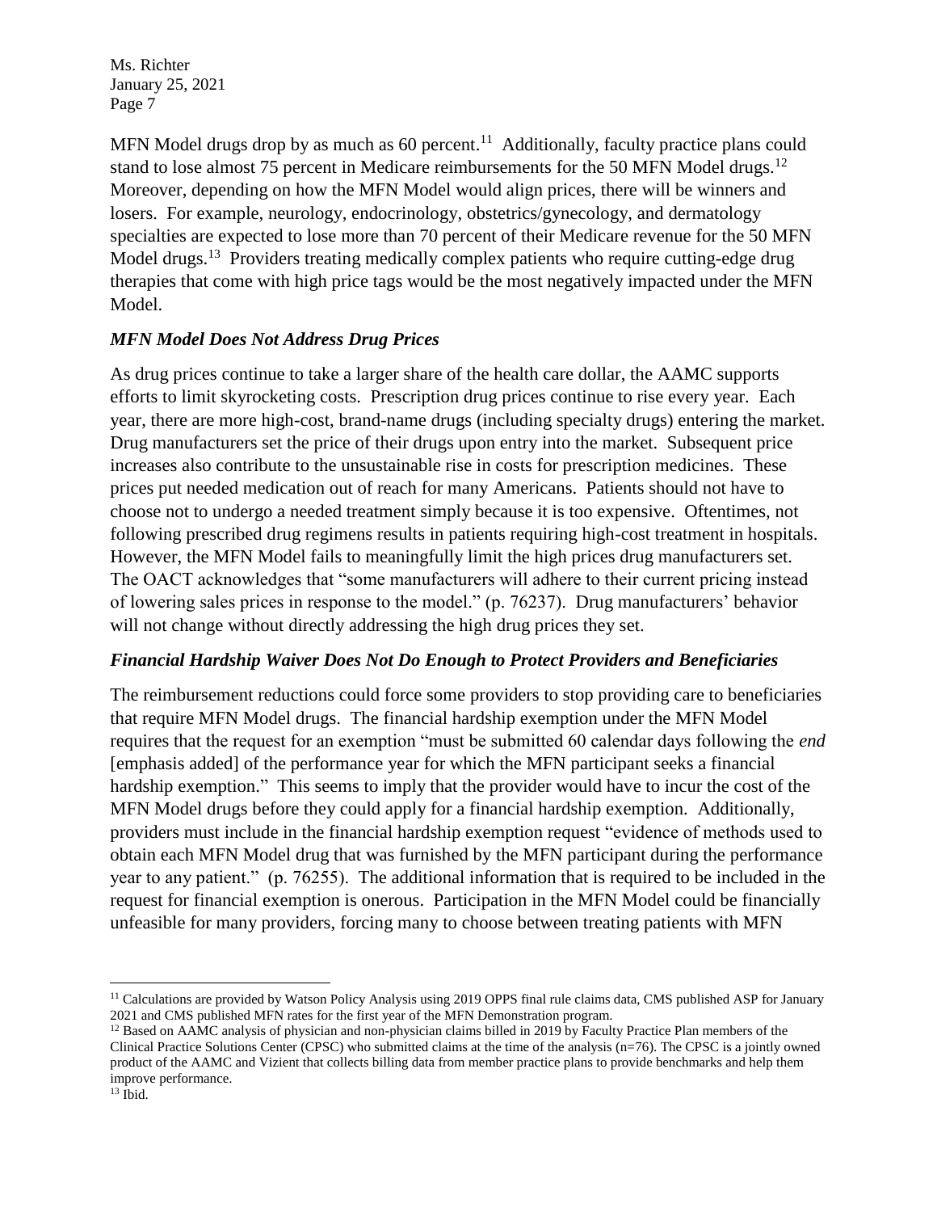MFN Model drugs drop by as much as 60 percent.[11] Additionally, faculty practice plans could stand to lose almost 75 percent in Medicare reimbursements for the 50 MFN Model drugs.[12] Moreover, depending on how the MFN Model would align prices, there will be winners and losers. For example, neurology, endocrinology, obstetrics/gynecology, and dermatology specialties are expected to lose more than 70 percent of their Medicare revenue for the 50 MFN Model drugs.[13] Providers treating medically complex patients who require cutting-edge drug therapies that come with high price tags would be the most negatively impacted under the MFN Model.

### *MFN Model Does Not Address Drug Prices*

As drug prices continue to take a larger share of the health care dollar, the AAMC supports efforts to limit skyrocketing costs. Prescription drug prices continue to rise every year. Each year, there are more high-cost, brand-name drugs (including specialty drugs) entering the market. Drug manufacturers set the price of their drugs upon entry into the market. Subsequent price increases also contribute to the unsustainable rise in costs for prescription medicines. These prices put needed medication out of reach for many Americans. Patients should not have to choose not to undergo a needed treatment simply because it is too expensive. Oftentimes, not following prescribed drug regimens results in patients requiring high-cost treatment in hospitals. However, the MFN Model fails to meaningfully limit the high prices drug manufacturers set. The OACT acknowledges that "some manufacturers will adhere to their current pricing instead of lowering sales prices in response to the model." (p. 76237). Drug manufacturers' behavior will not change without directly addressing the high drug prices they set.

### *Financial Hardship Waiver Does Not Do Enough to Protect Providers and Beneficiaries*

The reimbursement reductions could force some providers to stop providing care to beneficiaries that require MFN Model drugs. The financial hardship exemption under the MFN Model requires that the request for an exemption "must be submitted 60 calendar days following the *end* [emphasis added] of the performance year for which the MFN participant seeks a financial hardship exemption." This seems to imply that the provider would have to incur the cost of the MFN Model drugs before they could apply for a financial hardship exemption. Additionally, providers must include in the financial hardship exemption request "evidence of methods used to obtain each MFN Model drug that was furnished by the MFN participant during the performance year to any patient." (p. 76255). The additional information that is required to be included in the request for financial exemption is onerous. Participation in the MFN Model could be financially unfeasible for many providers, forcing many to choose between treating patients with MFN

---

[11] Calculations are provided by Watson Policy Analysis using 2019 OPPS final rule claims data, CMS published ASP for January 2021 and CMS published MFN rates for the first year of the MFN Demonstration program.

[12] Based on AAMC analysis of physician and non-physician claims billed in 2019 by Faculty Practice Plan members of the Clinical Practice Solutions Center (CPSC) who submitted claims at the time of the analysis (n=76). The CPSC is a jointly owned product of the AAMC and Vizient that collects billing data from member practice plans to provide benchmarks and help them improve performance.

[13] Ibid.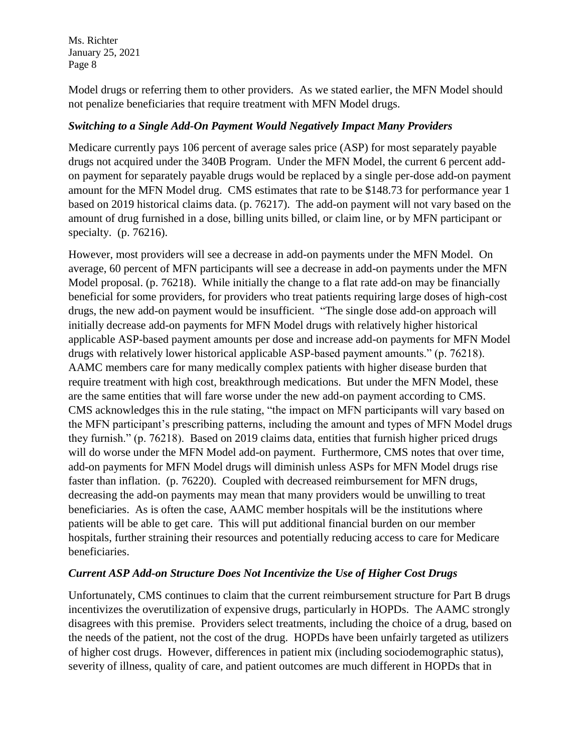Model drugs or referring them to other providers. As we stated earlier, the MFN Model should not penalize beneficiaries that require treatment with MFN Model drugs.

### *Switching to a Single Add-On Payment Would Negatively Impact Many Providers*

Medicare currently pays 106 percent of average sales price (ASP) for most separately payable drugs not acquired under the 340B Program. Under the MFN Model, the current 6 percent add-on payment for separately payable drugs would be replaced by a single per-dose add-on payment amount for the MFN Model drug. CMS estimates that rate to be $148.73 for performance year 1 based on 2019 historical claims data. (p. 76217). The add-on payment will not vary based on the amount of drug furnished in a dose, billing units billed, or claim line, or by MFN participant or specialty. (p. 76216).

However, most providers will see a decrease in add-on payments under the MFN Model. On average, 60 percent of MFN participants will see a decrease in add-on payments under the MFN Model proposal. (p. 76218). While initially the change to a flat rate add-on may be financially beneficial for some providers, for providers who treat patients requiring large doses of high-cost drugs, the new add-on payment would be insufficient. "The single dose add-on approach will initially decrease add-on payments for MFN Model drugs with relatively higher historical applicable ASP-based payment amounts per dose and increase add-on payments for MFN Model drugs with relatively lower historical applicable ASP-based payment amounts." (p. 76218). AAMC members care for many medically complex patients with higher disease burden that require treatment with high cost, breakthrough medications. But under the MFN Model, these are the same entities that will fare worse under the new add-on payment according to CMS. CMS acknowledges this in the rule stating, "the impact on MFN participants will vary based on the MFN participant's prescribing patterns, including the amount and types of MFN Model drugs they furnish." (p. 76218). Based on 2019 claims data, entities that furnish higher priced drugs will do worse under the MFN Model add-on payment. Furthermore, CMS notes that over time, add-on payments for MFN Model drugs will diminish unless ASPs for MFN Model drugs rise faster than inflation. (p. 76220). Coupled with decreased reimbursement for MFN drugs, decreasing the add-on payments may mean that many providers would be unwilling to treat beneficiaries. As is often the case, AAMC member hospitals will be the institutions where patients will be able to get care. This will put additional financial burden on our member hospitals, further straining their resources and potentially reducing access to care for Medicare beneficiaries.

### *Current ASP Add-on Structure Does Not Incentivize the Use of Higher Cost Drugs*

Unfortunately, CMS continues to claim that the current reimbursement structure for Part B drugs incentivizes the overutilization of expensive drugs, particularly in HOPDs. The AAMC strongly disagrees with this premise. Providers select treatments, including the choice of a drug, based on the needs of the patient, not the cost of the drug. HOPDs have been unfairly targeted as utilizers of higher cost drugs. However, differences in patient mix (including sociodemographic status), severity of illness, quality of care, and patient outcomes are much different in HOPDs that in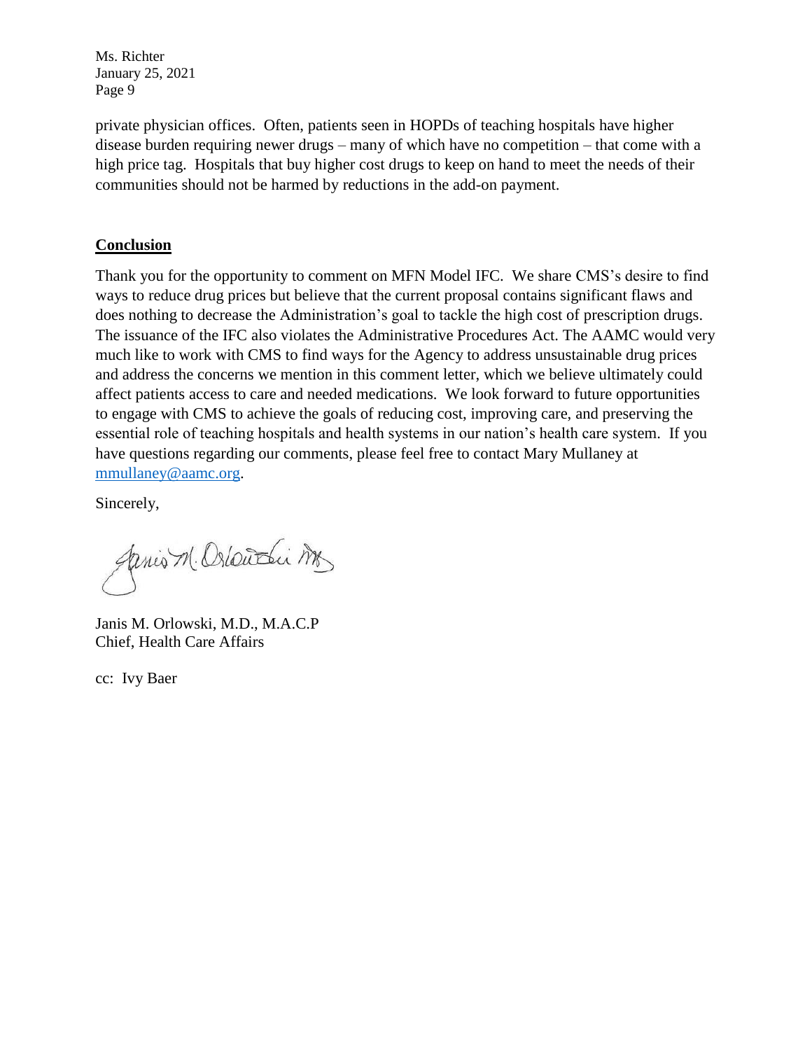private physician offices. Often, patients seen in HOPDs of teaching hospitals have higher disease burden requiring newer drugs – many of which have no competition – that come with a high price tag. Hospitals that buy higher cost drugs to keep on hand to meet the needs of their communities should not be harmed by reductions in the add-on payment.

## Conclusion

Thank you for the opportunity to comment on MFN Model IFC. We share CMS's desire to find ways to reduce drug prices but believe that the current proposal contains significant flaws and does nothing to decrease the Administration's goal to tackle the high cost of prescription drugs. The issuance of the IFC also violates the Administrative Procedures Act. The AAMC would very much like to work with CMS to find ways for the Agency to address unsustainable drug prices and address the concerns we mention in this comment letter, which we believe ultimately could affect patients access to care and needed medications. We look forward to future opportunities to engage with CMS to achieve the goals of reducing cost, improving care, and preserving the essential role of teaching hospitals and health systems in our nation's health care system. If you have questions regarding our comments, please feel free to contact Mary Mullaney at mmullaney@aamc.org.

Sincerely,

Janis M. Orlowski, M.D., M.A.C.P
Chief, Health Care Affairs

cc: Ivy Baer